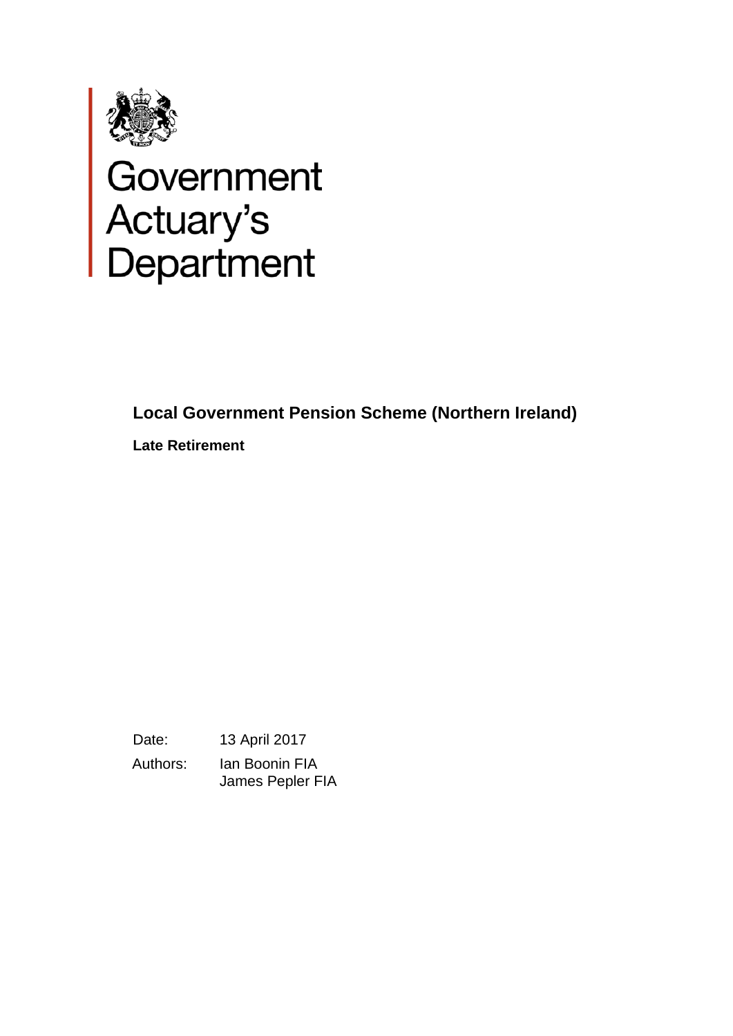Government Actuary's Department

# Local Government Pension Scheme (Northern Ireland)

**Late Retirement**

Date: 13 April 2017

Authors: Ian Boonin FIA
James Pepler FIA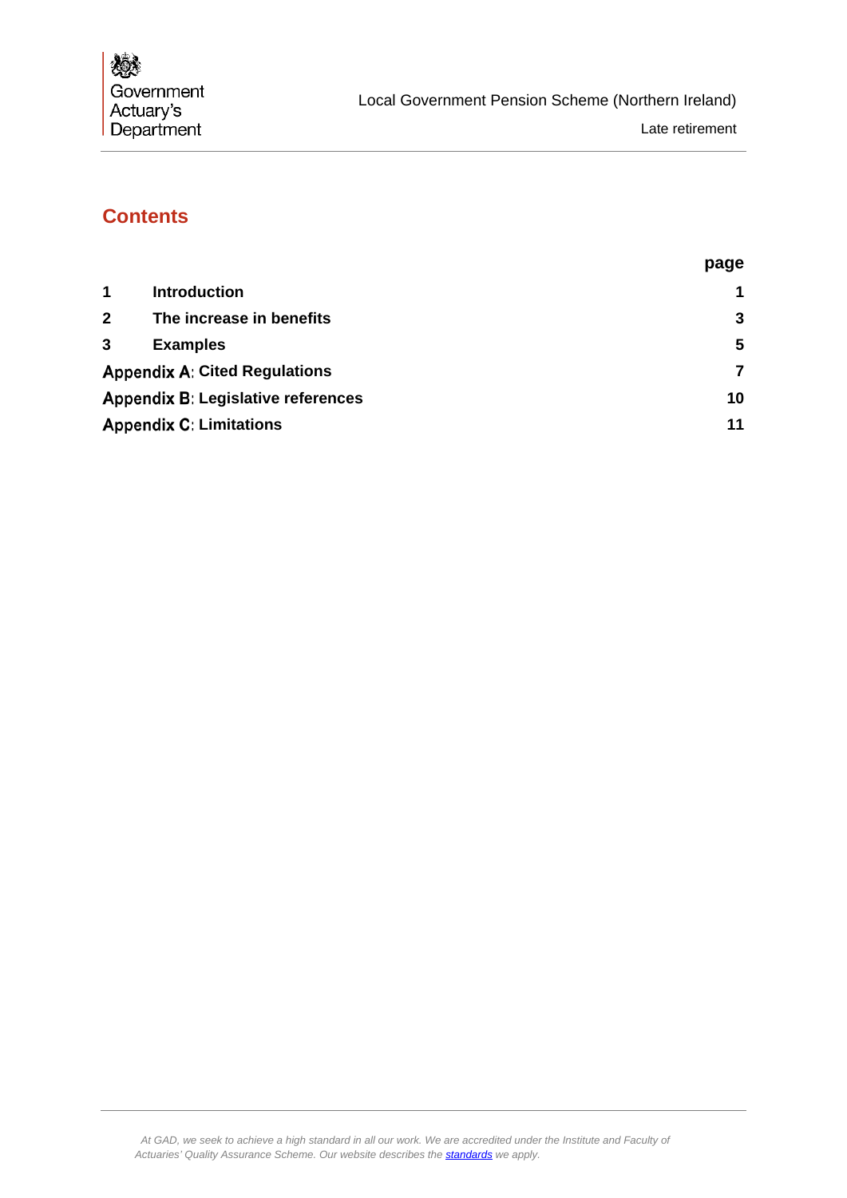## Contents

| | | page |
|---|---|---|
| **1** | **Introduction** | **1** |
| **2** | **The increase in benefits** | **3** |
| **3** | **Examples** | **5** |
| **Appendix A: Cited Regulations** | | **7** |
| **Appendix B: Legislative references** | | **10** |
| **Appendix C: Limitations** | | **11** |

*At GAD, we seek to achieve a high standard in all our work. We are accredited under the Institute and Faculty of Actuaries' Quality Assurance Scheme. Our website describes the standards we apply.*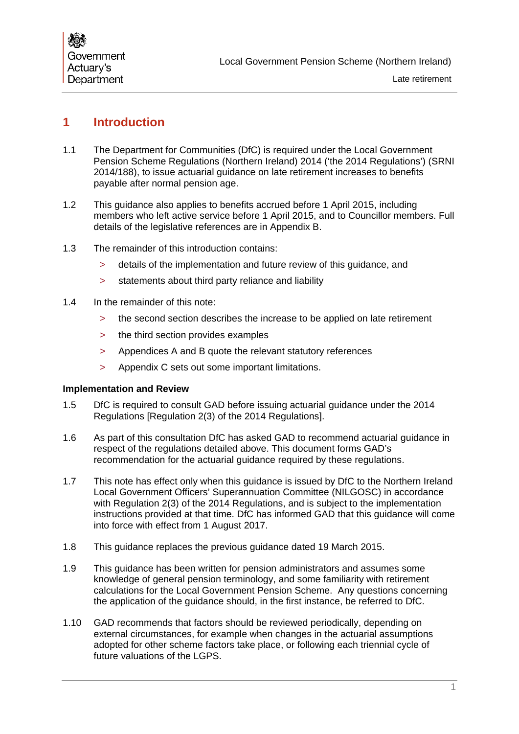# 1 Introduction

1.1 The Department for Communities (DfC) is required under the Local Government Pension Scheme Regulations (Northern Ireland) 2014 ('the 2014 Regulations') (SRNI 2014/188), to issue actuarial guidance on late retirement increases to benefits payable after normal pension age.

1.2 This guidance also applies to benefits accrued before 1 April 2015, including members who left active service before 1 April 2015, and to Councillor members. Full details of the legislative references are in Appendix B.

1.3 The remainder of this introduction contains:

- details of the implementation and future review of this guidance, and
- statements about third party reliance and liability

1.4 In the remainder of this note:

- the second section describes the increase to be applied on late retirement
- the third section provides examples
- Appendices A and B quote the relevant statutory references
- Appendix C sets out some important limitations.

**Implementation and Review**

1.5 DfC is required to consult GAD before issuing actuarial guidance under the 2014 Regulations [Regulation 2(3) of the 2014 Regulations].

1.6 As part of this consultation DfC has asked GAD to recommend actuarial guidance in respect of the regulations detailed above. This document forms GAD's recommendation for the actuarial guidance required by these regulations.

1.7 This note has effect only when this guidance is issued by DfC to the Northern Ireland Local Government Officers' Superannuation Committee (NILGOSC) in accordance with Regulation 2(3) of the 2014 Regulations, and is subject to the implementation instructions provided at that time. DfC has informed GAD that this guidance will come into force with effect from 1 August 2017.

1.8 This guidance replaces the previous guidance dated 19 March 2015.

1.9 This guidance has been written for pension administrators and assumes some knowledge of general pension terminology, and some familiarity with retirement calculations for the Local Government Pension Scheme. Any questions concerning the application of the guidance should, in the first instance, be referred to DfC.

1.10 GAD recommends that factors should be reviewed periodically, depending on external circumstances, for example when changes in the actuarial assumptions adopted for other scheme factors take place, or following each triennial cycle of future valuations of the LGPS.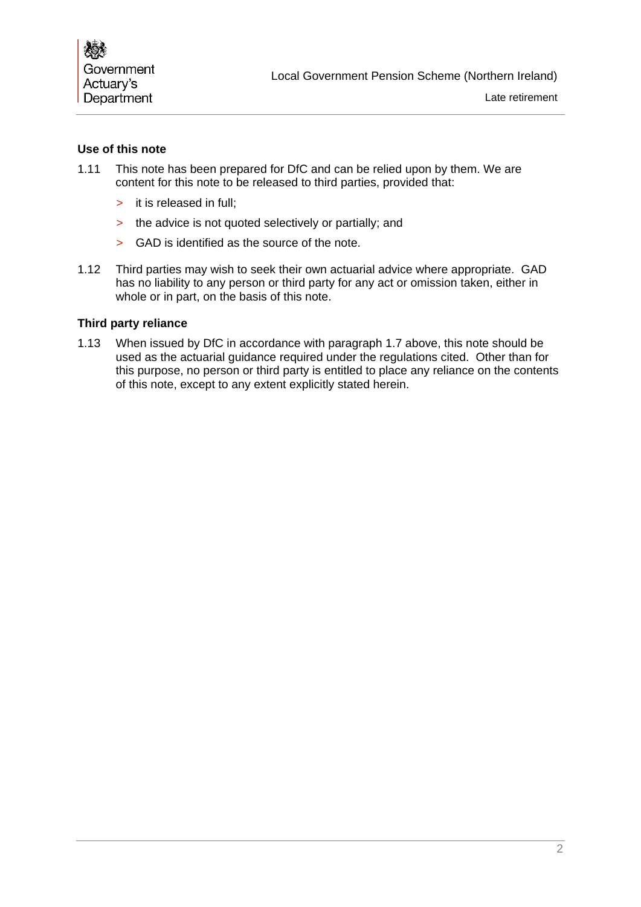### Use of this note

1.11 This note has been prepared for DfC and can be relied upon by them. We are content for this note to be released to third parties, provided that:

> it is released in full;

> the advice is not quoted selectively or partially; and

> GAD is identified as the source of the note.

1.12 Third parties may wish to seek their own actuarial advice where appropriate. GAD has no liability to any person or third party for any act or omission taken, either in whole or in part, on the basis of this note.

### Third party reliance

1.13 When issued by DfC in accordance with paragraph 1.7 above, this note should be used as the actuarial guidance required under the regulations cited. Other than for this purpose, no person or third party is entitled to place any reliance on the contents of this note, except to any extent explicitly stated herein.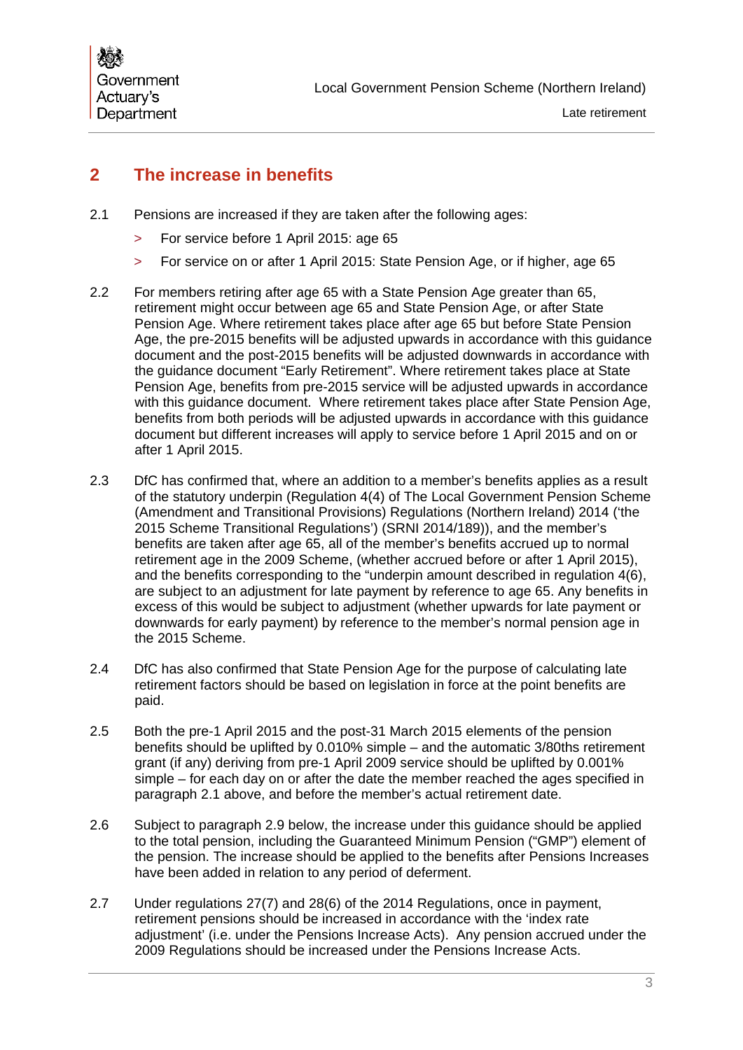## 2 The increase in benefits

2.1 Pensions are increased if they are taken after the following ages:

> For service before 1 April 2015: age 65

> For service on or after 1 April 2015: State Pension Age, or if higher, age 65

2.2 For members retiring after age 65 with a State Pension Age greater than 65, retirement might occur between age 65 and State Pension Age, or after State Pension Age. Where retirement takes place after age 65 but before State Pension Age, the pre-2015 benefits will be adjusted upwards in accordance with this guidance document and the post-2015 benefits will be adjusted downwards in accordance with the guidance document "Early Retirement". Where retirement takes place at State Pension Age, benefits from pre-2015 service will be adjusted upwards in accordance with this guidance document. Where retirement takes place after State Pension Age, benefits from both periods will be adjusted upwards in accordance with this guidance document but different increases will apply to service before 1 April 2015 and on or after 1 April 2015.

2.3 DfC has confirmed that, where an addition to a member's benefits applies as a result of the statutory underpin (Regulation 4(4) of The Local Government Pension Scheme (Amendment and Transitional Provisions) Regulations (Northern Ireland) 2014 ('the 2015 Scheme Transitional Regulations') (SRNI 2014/189)), and the member's benefits are taken after age 65, all of the member's benefits accrued up to normal retirement age in the 2009 Scheme, (whether accrued before or after 1 April 2015), and the benefits corresponding to the "underpin amount described in regulation 4(6), are subject to an adjustment for late payment by reference to age 65. Any benefits in excess of this would be subject to adjustment (whether upwards for late payment or downwards for early payment) by reference to the member's normal pension age in the 2015 Scheme.

2.4 DfC has also confirmed that State Pension Age for the purpose of calculating late retirement factors should be based on legislation in force at the point benefits are paid.

2.5 Both the pre-1 April 2015 and the post-31 March 2015 elements of the pension benefits should be uplifted by 0.010% simple – and the automatic 3/80ths retirement grant (if any) deriving from pre-1 April 2009 service should be uplifted by 0.001% simple – for each day on or after the date the member reached the ages specified in paragraph 2.1 above, and before the member's actual retirement date.

2.6 Subject to paragraph 2.9 below, the increase under this guidance should be applied to the total pension, including the Guaranteed Minimum Pension ("GMP") element of the pension. The increase should be applied to the benefits after Pensions Increases have been added in relation to any period of deferment.

2.7 Under regulations 27(7) and 28(6) of the 2014 Regulations, once in payment, retirement pensions should be increased in accordance with the 'index rate adjustment' (i.e. under the Pensions Increase Acts). Any pension accrued under the 2009 Regulations should be increased under the Pensions Increase Acts.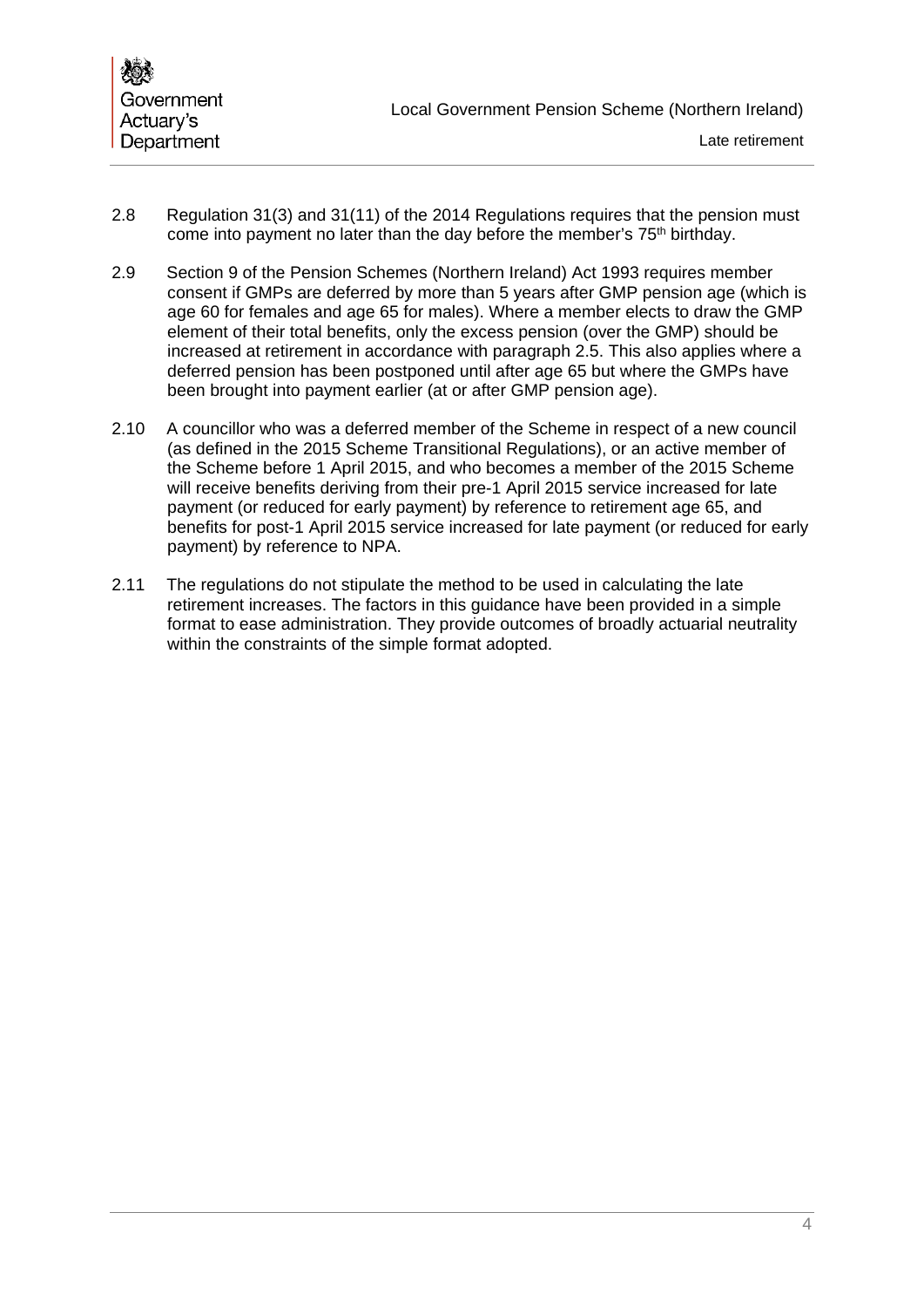2.8 Regulation 31(3) and 31(11) of the 2014 Regulations requires that the pension must come into payment no later than the day before the member's 75th birthday.

2.9 Section 9 of the Pension Schemes (Northern Ireland) Act 1993 requires member consent if GMPs are deferred by more than 5 years after GMP pension age (which is age 60 for females and age 65 for males). Where a member elects to draw the GMP element of their total benefits, only the excess pension (over the GMP) should be increased at retirement in accordance with paragraph 2.5. This also applies where a deferred pension has been postponed until after age 65 but where the GMPs have been brought into payment earlier (at or after GMP pension age).

2.10 A councillor who was a deferred member of the Scheme in respect of a new council (as defined in the 2015 Scheme Transitional Regulations), or an active member of the Scheme before 1 April 2015, and who becomes a member of the 2015 Scheme will receive benefits deriving from their pre-1 April 2015 service increased for late payment (or reduced for early payment) by reference to retirement age 65, and benefits for post-1 April 2015 service increased for late payment (or reduced for early payment) by reference to NPA.

2.11 The regulations do not stipulate the method to be used in calculating the late retirement increases. The factors in this guidance have been provided in a simple format to ease administration. They provide outcomes of broadly actuarial neutrality within the constraints of the simple format adopted.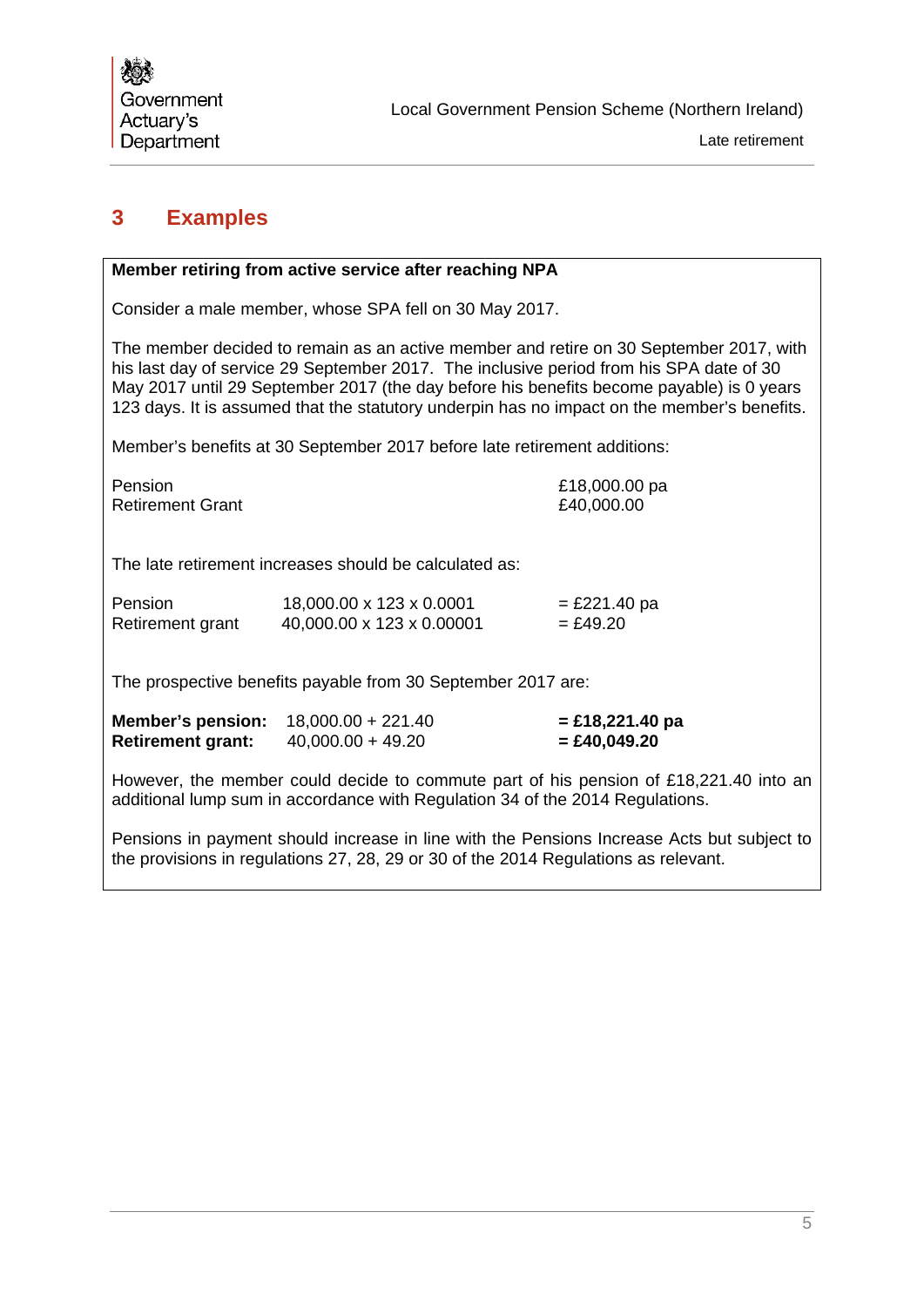## 3 Examples

**Member retiring from active service after reaching NPA**

Consider a male member, whose SPA fell on 30 May 2017.

The member decided to remain as an active member and retire on 30 September 2017, with his last day of service 29 September 2017. The inclusive period from his SPA date of 30 May 2017 until 29 September 2017 (the day before his benefits become payable) is 0 years 123 days. It is assumed that the statutory underpin has no impact on the member's benefits.

Member's benefits at 30 September 2017 before late retirement additions:

| | |
|---|---|
| Pension | £18,000.00 pa |
| Retirement Grant | £40,000.00 |

The late retirement increases should be calculated as:

| | | |
|---|---|---|
| Pension | 18,000.00 x 123 x 0.0001 | = £221.40 pa |
| Retirement grant | 40,000.00 x 123 x 0.00001 | = £49.20 |

The prospective benefits payable from 30 September 2017 are:

| | | |
|---|---|---|
| **Member's pension:** | 18,000.00 + 221.40 | **= £18,221.40 pa** |
| **Retirement grant:** | 40,000.00 + 49.20 | **= £40,049.20** |

However, the member could decide to commute part of his pension of £18,221.40 into an additional lump sum in accordance with Regulation 34 of the 2014 Regulations.

Pensions in payment should increase in line with the Pensions Increase Acts but subject to the provisions in regulations 27, 28, 29 or 30 of the 2014 Regulations as relevant.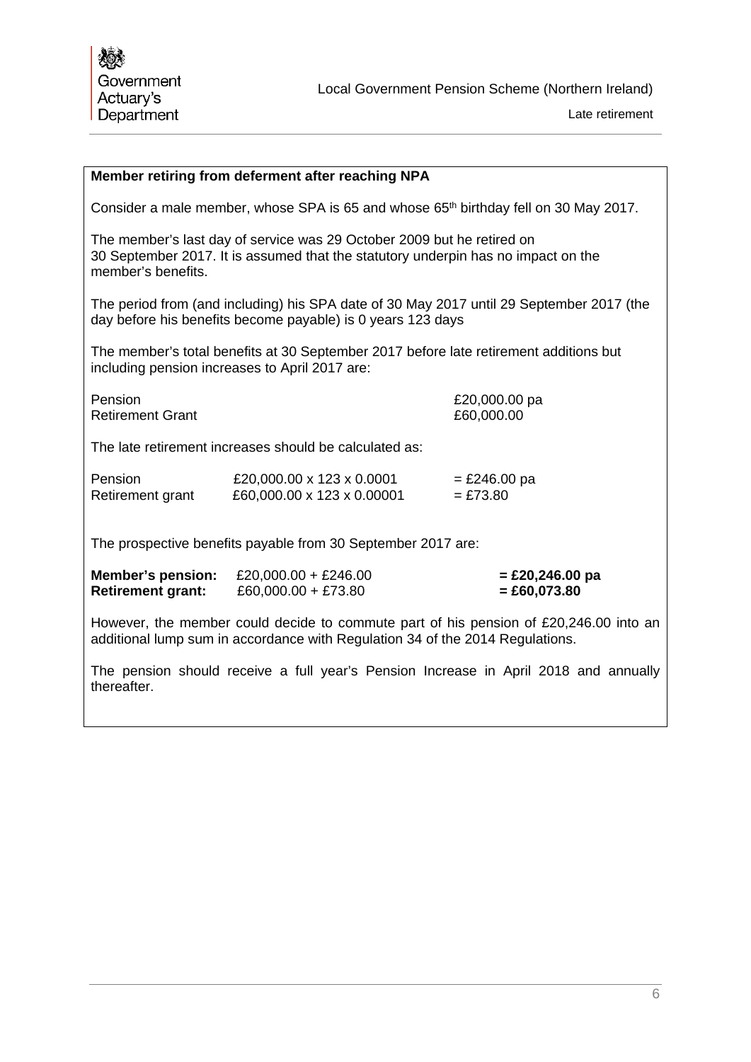**Member retiring from deferment after reaching NPA**

Consider a male member, whose SPA is 65 and whose 65th birthday fell on 30 May 2017.

The member's last day of service was 29 October 2009 but he retired on 30 September 2017. It is assumed that the statutory underpin has no impact on the member's benefits.

The period from (and including) his SPA date of 30 May 2017 until 29 September 2017 (the day before his benefits become payable) is 0 years 123 days

The member's total benefits at 30 September 2017 before late retirement additions but including pension increases to April 2017 are:

| | |
|---|---|
| Pension | £20,000.00 pa |
| Retirement Grant | £60,000.00 |

The late retirement increases should be calculated as:

| | | |
|---|---|---|
| Pension | £20,000.00 x 123 x 0.0001 | = £246.00 pa |
| Retirement grant | £60,000.00 x 123 x 0.00001 | = £73.80 |

The prospective benefits payable from 30 September 2017 are:

| | | |
|---|---|---|
| **Member's pension:** | £20,000.00 + £246.00 | **= £20,246.00 pa** |
| **Retirement grant:** | £60,000.00 + £73.80 | **= £60,073.80** |

However, the member could decide to commute part of his pension of £20,246.00 into an additional lump sum in accordance with Regulation 34 of the 2014 Regulations.

The pension should receive a full year's Pension Increase in April 2018 and annually thereafter.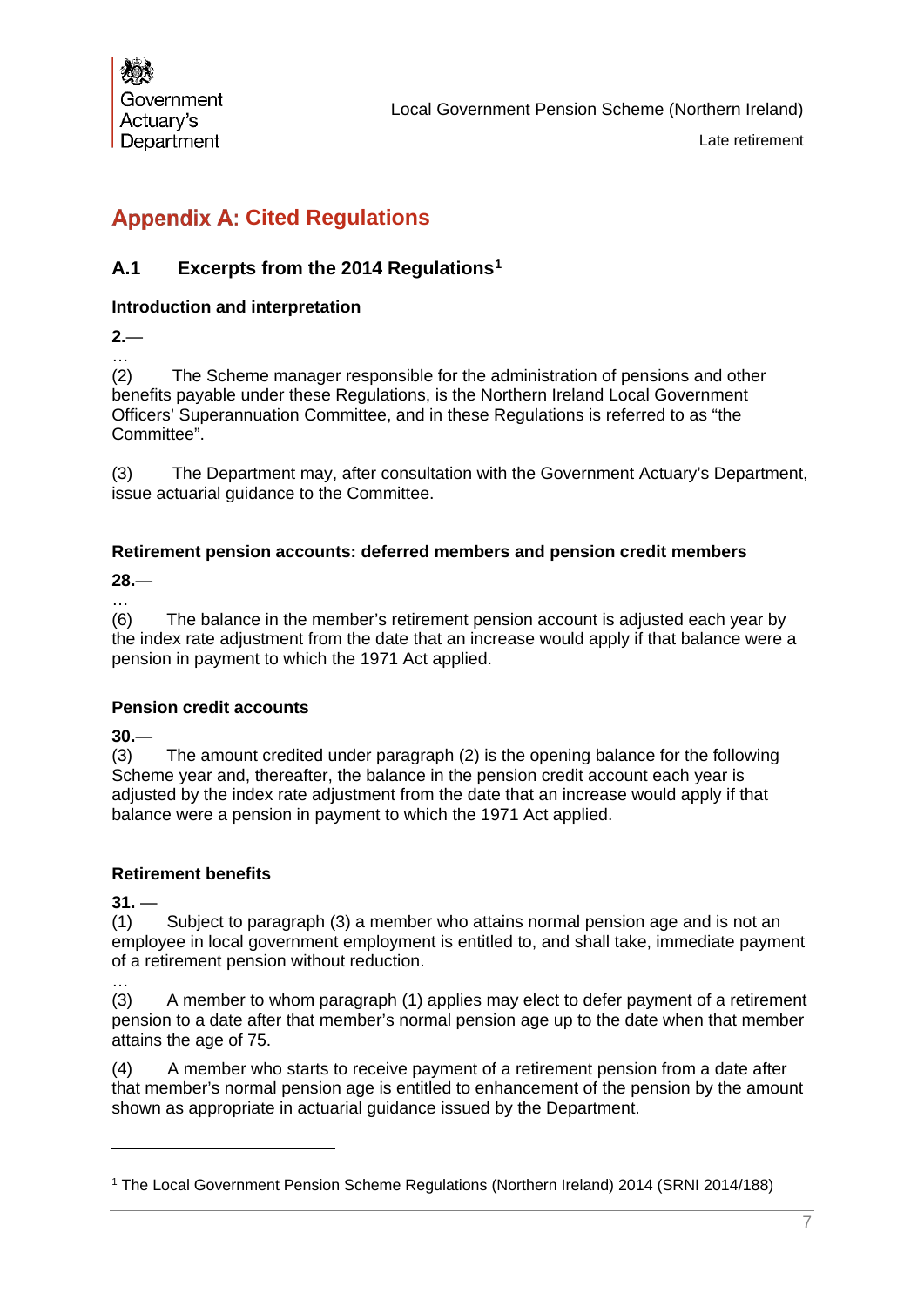# Appendix A: Cited Regulations

## A.1 Excerpts from the 2014 Regulations[1]

### Introduction and interpretation

**2.**—

…

(2) The Scheme manager responsible for the administration of pensions and other benefits payable under these Regulations, is the Northern Ireland Local Government Officers' Superannuation Committee, and in these Regulations is referred to as "the Committee".

(3) The Department may, after consultation with the Government Actuary's Department, issue actuarial guidance to the Committee.

### Retirement pension accounts: deferred members and pension credit members

**28.**—

…

(6) The balance in the member's retirement pension account is adjusted each year by the index rate adjustment from the date that an increase would apply if that balance were a pension in payment to which the 1971 Act applied.

### Pension credit accounts

**30.**—

(3) The amount credited under paragraph (2) is the opening balance for the following Scheme year and, thereafter, the balance in the pension credit account each year is adjusted by the index rate adjustment from the date that an increase would apply if that balance were a pension in payment to which the 1971 Act applied.

### Retirement benefits

**31.** —

(1) Subject to paragraph (3) a member who attains normal pension age and is not an employee in local government employment is entitled to, and shall take, immediate payment of a retirement pension without reduction.

…

(3) A member to whom paragraph (1) applies may elect to defer payment of a retirement pension to a date after that member's normal pension age up to the date when that member attains the age of 75.

(4) A member who starts to receive payment of a retirement pension from a date after that member's normal pension age is entitled to enhancement of the pension by the amount shown as appropriate in actuarial guidance issued by the Department.

---

[1] The Local Government Pension Scheme Regulations (Northern Ireland) 2014 (SRNI 2014/188)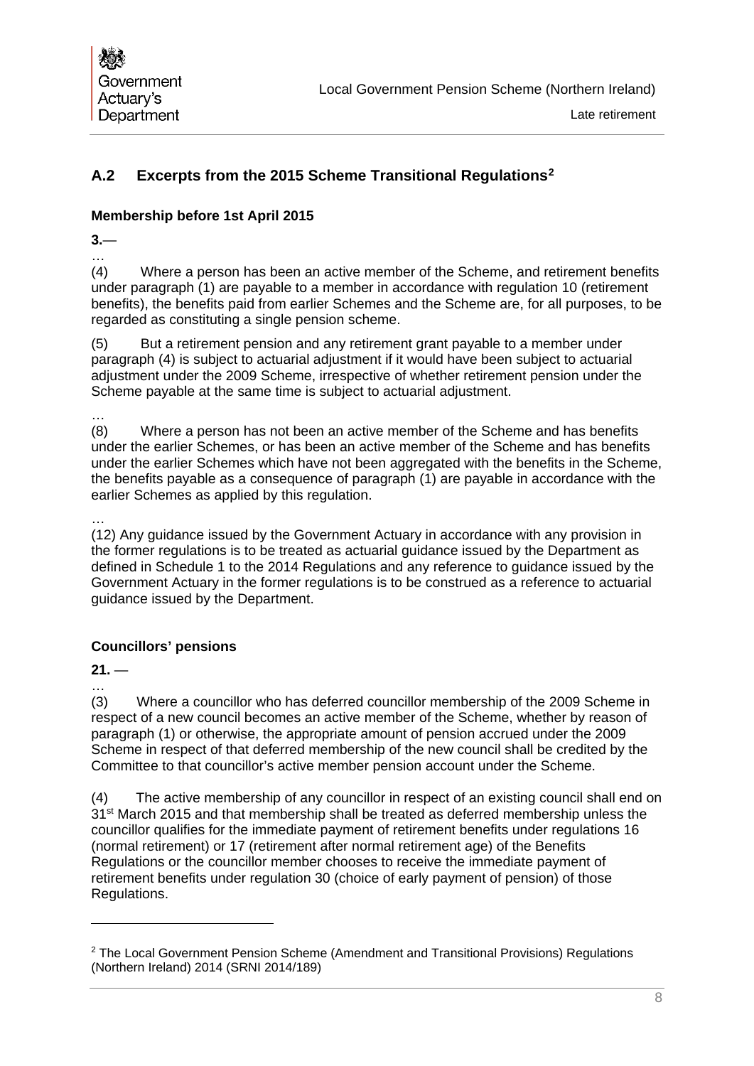## A.2 Excerpts from the 2015 Scheme Transitional Regulations[2]

**Membership before 1st April 2015**

**3.**—

…

(4) Where a person has been an active member of the Scheme, and retirement benefits under paragraph (1) are payable to a member in accordance with regulation 10 (retirement benefits), the benefits paid from earlier Schemes and the Scheme are, for all purposes, to be regarded as constituting a single pension scheme.

(5) But a retirement pension and any retirement grant payable to a member under paragraph (4) is subject to actuarial adjustment if it would have been subject to actuarial adjustment under the 2009 Scheme, irrespective of whether retirement pension under the Scheme payable at the same time is subject to actuarial adjustment.

…

(8) Where a person has not been an active member of the Scheme and has benefits under the earlier Schemes, or has been an active member of the Scheme and has benefits under the earlier Schemes which have not been aggregated with the benefits in the Scheme, the benefits payable as a consequence of paragraph (1) are payable in accordance with the earlier Schemes as applied by this regulation.

…

(12) Any guidance issued by the Government Actuary in accordance with any provision in the former regulations is to be treated as actuarial guidance issued by the Department as defined in Schedule 1 to the 2014 Regulations and any reference to guidance issued by the Government Actuary in the former regulations is to be construed as a reference to actuarial guidance issued by the Department.

**Councillors' pensions**

**21.** —

…

(3) Where a councillor who has deferred councillor membership of the 2009 Scheme in respect of a new council becomes an active member of the Scheme, whether by reason of paragraph (1) or otherwise, the appropriate amount of pension accrued under the 2009 Scheme in respect of that deferred membership of the new council shall be credited by the Committee to that councillor's active member pension account under the Scheme.

(4) The active membership of any councillor in respect of an existing council shall end on 31st March 2015 and that membership shall be treated as deferred membership unless the councillor qualifies for the immediate payment of retirement benefits under regulations 16 (normal retirement) or 17 (retirement after normal retirement age) of the Benefits Regulations or the councillor member chooses to receive the immediate payment of retirement benefits under regulation 30 (choice of early payment of pension) of those Regulations.

[2] The Local Government Pension Scheme (Amendment and Transitional Provisions) Regulations (Northern Ireland) 2014 (SRNI 2014/189)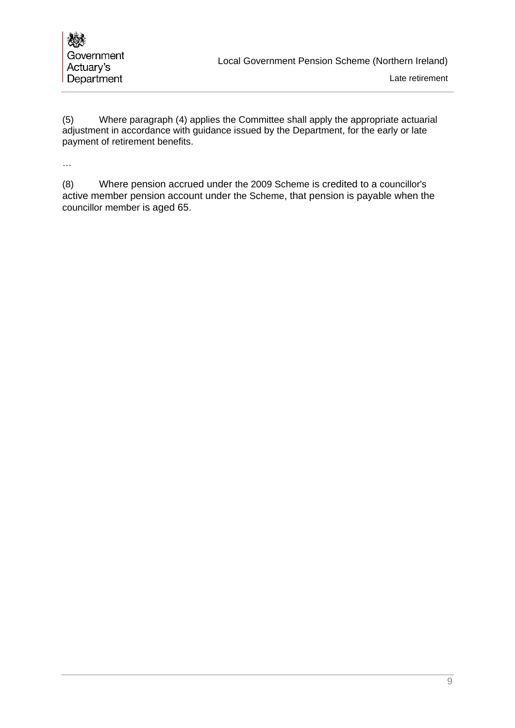(5) Where paragraph (4) applies the Committee shall apply the appropriate actuarial adjustment in accordance with guidance issued by the Department, for the early or late payment of retirement benefits.

…

(8) Where pension accrued under the 2009 Scheme is credited to a councillor's active member pension account under the Scheme, that pension is payable when the councillor member is aged 65.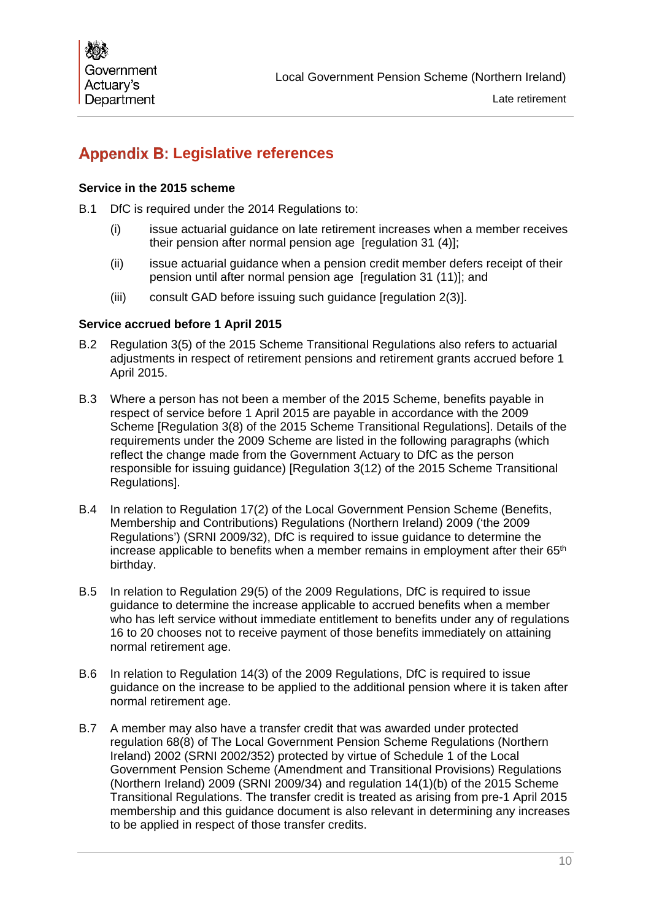## Appendix B: Legislative references

**Service in the 2015 scheme**

B.1 DfC is required under the 2014 Regulations to:

(i) issue actuarial guidance on late retirement increases when a member receives their pension after normal pension age [regulation 31 (4)];

(ii) issue actuarial guidance when a pension credit member defers receipt of their pension until after normal pension age [regulation 31 (11)]; and

(iii) consult GAD before issuing such guidance [regulation 2(3)].

**Service accrued before 1 April 2015**

B.2 Regulation 3(5) of the 2015 Scheme Transitional Regulations also refers to actuarial adjustments in respect of retirement pensions and retirement grants accrued before 1 April 2015.

B.3 Where a person has not been a member of the 2015 Scheme, benefits payable in respect of service before 1 April 2015 are payable in accordance with the 2009 Scheme [Regulation 3(8) of the 2015 Scheme Transitional Regulations]. Details of the requirements under the 2009 Scheme are listed in the following paragraphs (which reflect the change made from the Government Actuary to DfC as the person responsible for issuing guidance) [Regulation 3(12) of the 2015 Scheme Transitional Regulations].

B.4 In relation to Regulation 17(2) of the Local Government Pension Scheme (Benefits, Membership and Contributions) Regulations (Northern Ireland) 2009 ('the 2009 Regulations') (SRNI 2009/32), DfC is required to determine the increase applicable to benefits when a member remains in employment after their 65th birthday.

B.5 In relation to Regulation 29(5) of the 2009 Regulations, DfC is required to issue guidance to determine the increase applicable to accrued benefits when a member who has left service without immediate entitlement to benefits under any of regulations 16 to 20 chooses not to receive payment of those benefits immediately on attaining normal retirement age.

B.6 In relation to Regulation 14(3) of the 2009 Regulations, DfC is required to issue guidance on the increase to be applied to the additional pension where it is taken after normal retirement age.

B.7 A member may also have a transfer credit that was awarded under protected regulation 68(8) of The Local Government Pension Scheme Regulations (Northern Ireland) 2002 (SRNI 2002/352) protected by virtue of Schedule 1 of the Local Government Pension Scheme (Amendment and Transitional Provisions) Regulations (Northern Ireland) 2009 (SRNI 2009/34) and regulation 14(1)(b) of the 2015 Scheme Transitional Regulations. The transfer credit is treated as arising from pre-1 April 2015 membership and this guidance document is also relevant in determining any increases to be applied in respect of those transfer credits.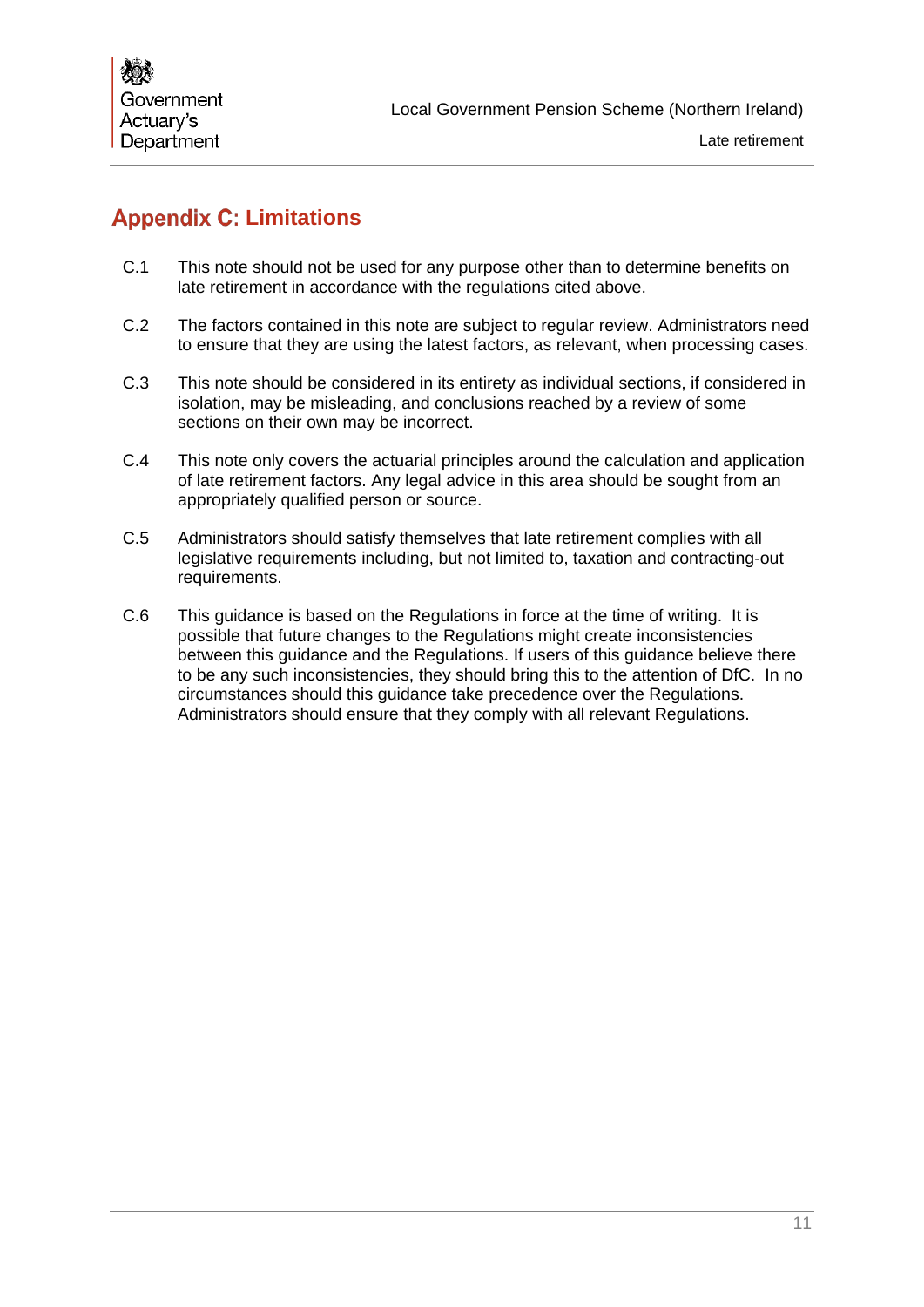## Appendix C: Limitations

C.1 This note should not be used for any purpose other than to determine benefits on late retirement in accordance with the regulations cited above.

C.2 The factors contained in this note are subject to regular review. Administrators need to ensure that they are using the latest factors, as relevant, when processing cases.

C.3 This note should be considered in its entirety as individual sections, if considered in isolation, may be misleading, and conclusions reached by a review of some sections on their own may be incorrect.

C.4 This note only covers the actuarial principles around the calculation and application of late retirement factors. Any legal advice in this area should be sought from an appropriately qualified person or source.

C.5 Administrators should satisfy themselves that late retirement complies with all legislative requirements including, but not limited to, taxation and contracting-out requirements.

C.6 This guidance is based on the Regulations in force at the time of writing. It is possible that future changes to the Regulations might create inconsistencies between this guidance and the Regulations. If users of this guidance believe there to be any such inconsistencies, they should bring this to the attention of DfC. In no circumstances should this guidance take precedence over the Regulations. Administrators should ensure that they comply with all relevant Regulations.